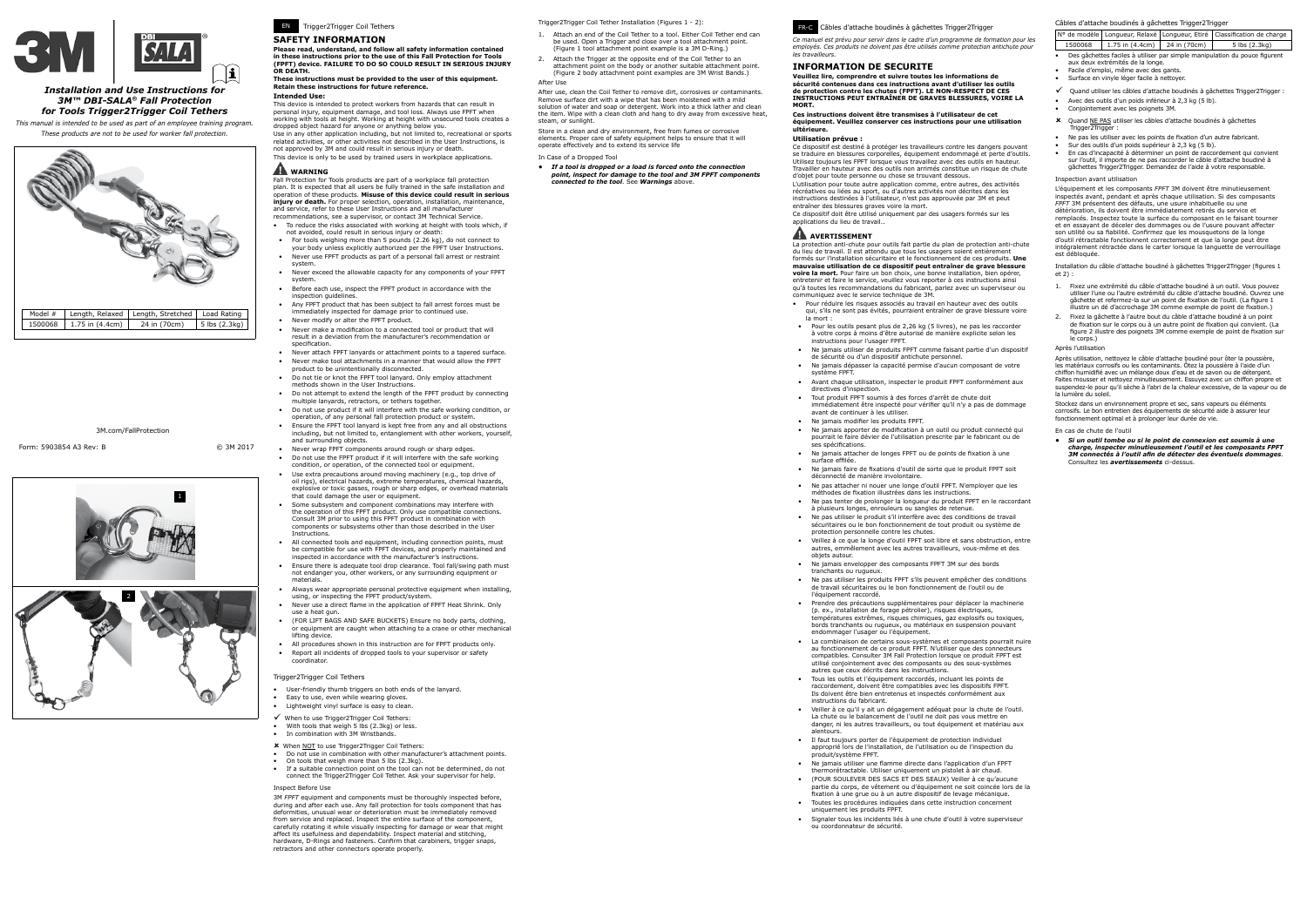# Installation and Use Instructions for 3M™ DBI-SALA® Fall Protection for Tools Trigger2Trigger Coil Tethers

*This manual is intended to be used as part of an employee training program.*

*These products are not to be used for worker fall protection.*

| Model # | Length, Relaxed | Length, Stretched | Load Rating |
| --- | --- | --- | --- |
| 1500068 | 1.75 in (4.4cm) | 24 in (70cm) | 5 lbs (2.3kg) |

3M.com/FallProtection

Form: 5903854 A3 Rev: B

© 3M 2017

1

2

EN Trigger2Trigger Coil Tethers

## SAFETY INFORMATION

**Please read, understand, and follow all safety information contained in these instructions prior to the use of this Fall Protection for Tools (FPFT) device. FAILURE TO DO SO COULD RESULT IN SERIOUS INJURY OR DEATH.**

**These instructions must be provided to the user of this equipment. Retain these instructions for future reference.**

### Intended Use:

This device is intended to protect workers from hazards that can result in personal injury, equipment damage, and tool loss. Always use FPFT when working with tools at height. Working at height with unsecured tools creates a dropped object hazard for anyone or anything below you.

Use in any other application including, but not limited to, recreational or sports related activities, or other activities not described in the User Instructions, is not approved by 3M and could result in serious injury or death.

This device is only to be used by trained users in workplace applications.

### WARNING

Fall Protection for Tools products are part of a workplace fall protection plan. It is expected that all users be fully trained in the safe installation and operation of these products. **Misuse of this device could result in serious injury or death.** For proper selection, operation, installation, maintenance, and service, refer to these User Instructions and all manufacturer recommendations, see a supervisor, or contact 3M Technical Service.

- To reduce the risks associated with working at height with tools which, if not avoided, could result in serious injury or death:
- For tools weighing more than 5 pounds (2.26 kg), do not connect to your body unless explicitly authorized per the FPFT User Instructions.
- Never use FPFT products as part of a personal fall arrest or restraint system.
- Never exceed the allowable capacity for any components of your FPFT system.
- Before each use, inspect the FPFT product in accordance with the inspection guidelines.
- Any FPFT product that has been subject to fall arrest forces must be immediately inspected for damage prior to continued use.
- Never modify or alter the FPFT product.
- Never make a modification to a connected tool or product that will result in a deviation from the manufacturer's recommendation or specification.
- Never attach FPFT lanyards or attachment points to a tapered surface.
- Never make tool attachments in a manner that would allow the FPFT product to be unintentionally disconnected.
- Do not tie or knot the FPFT tool lanyard. Only employ attachment methods shown in the User Instructions.
- Do not attempt to extend the length of the FPFT product by connecting multiple lanyards, retractors, or tethers together.
- Do not use product if it will interfere with the safe working condition, or operation, of any personal fall protection product or system.
- Ensure the FPFT tool lanyard is kept free from any and all obstructions including, but not limited to, entanglement with other workers, yourself, and surrounding objects.
- Never wrap FPFT components around rough or sharp edges.
- Do not use the FPFT product if it will interfere with the safe working condition, or operation, of the connected tool or equipment.
- Use extra precautions around moving machinery (e.g., top drive of oil rigs), electrical hazards, extreme temperatures, chemical hazards, explosive or toxic gasses, rough or sharp edges, or overhead materials that could damage the user or equipment.
- Some subsystem and component combinations may interfere with the operation of this FPFT product. Only use compatible connections. Consult 3M prior to using this FPFT product in combination with components or subsystems other than those described in the User Instructions.
- All connected tools and equipment, including connection points, must be compatible for use with FPFT devices, and properly maintained and inspected in accordance with the manufacturer's instructions.
- Ensure there is adequate tool drop clearance. Tool fall/swing path must not endanger you, other workers, or any surrounding equipment or materials.
- Always wear appropriate personal protective equipment when installing, using, or inspecting the FPFT product/system.
- Never use a direct flame in the application of FPFT Heat Shrink. Only use a heat gun.
- (FOR LIFT BAGS AND SAFE BUCKETS) Ensure no body parts, clothing, or equipment are caught when attaching to a crane or other mechanical lifting device.
- All procedures shown in this instruction are for FPFT products only.
- Report all incidents of dropped tools to your supervisor or safety coordinator.

### Trigger2Trigger Coil Tethers

- User-friendly thumb triggers on both ends of the lanyard.
- Easy to use, even while wearing gloves.
- Lightweight vinyl surface is easy to clean.

✓ When to use Trigger2Trigger Coil Tethers:

- With tools that weigh 5 lbs (2.3kg) or less.
- In combination with 3M Wristbands.

✗ When NOT to use Trigger2Trigger Coil Tethers:

- Do not use in combination with other manufacturer's attachment points.
- On tools that weigh more than 5 lbs (2.3kg).
- If a suitable connection point on the tool can not be determined, do not connect the Trigger2Trigger Coil Tether. Ask your supervisor for help.

### Inspect Before Use

3M *FPFT* equipment and components must be thoroughly inspected before, during and after each use. Any fall protection for tools component that has deformities, unusual wear or deterioration must be immediately removed from service and replaced. Inspect the entire surface of the component, carefully rotating it while visually inspecting for damage or wear that might affect its usefulness and dependability. Inspect material and stitching, hardware, D-Rings and fasteners. Confirm that carabiners, trigger snaps, retractors and other connectors operate properly.

### Trigger2Trigger Coil Tether Installation (Figures 1 - 2):

1. Attach an end of the Coil Tether to a tool. Either Coil Tether end can be used. Open a Trigger and close over a tool attachment point. (Figure 1 tool attachment point example is a 3M D-Ring.)
2. Attach the Trigger at the opposite end of the Coil Tether to an attachment point on the body or another suitable attachment point. (Figure 2 body attachment point examples are 3M Wrist Bands.)

### After Use

After use, clean the Coil Tether to remove dirt, corrosives or contaminants. Remove surface dirt with a wipe that has been moistened with a mild solution of water and soap or detergent. Work into a thick lather and clean the item. Wipe with a clean cloth and hang to dry away from excessive heat, steam, or sunlight.

Store in a clean and dry environment, free from fumes or corrosive elements. Proper care of safety equipment helps to ensure that it will operate effectively and to extend its service life

### In Case of a Dropped Tool

- ***If a tool is dropped or a load is forced onto the connection point, inspect for damage to the tool and 3M FPFT components connected to the tool***. See ***Warnings*** above.

FR-C Câbles d'attache boudinés à gâchettes Trigger2Trigger

*Ce manuel est prévu pour servir dans le cadre d'un programme de formation pour les employés. Ces produits ne doivent pas être utilisés comme protection antichute pour les travailleurs.*

## INFORMATION DE SECURITE

**Veuillez lire, comprendre et suivre toutes les informations de sécurité contenues dans ces instructions avant d'utiliser les outils de protection contre les chutes (FPFT). LE NON-RESPECT DE CES INSTRUCTIONS PEUT ENTRAÎNER DE GRAVES BLESSURES, VOIRE LA MORT.**

**Ces instructions doivent être transmises à l'utilisateur de cet équipement. Veuillez conserver ces instructions pour une utilisation ultérieure.**

### Utilisation prévue :

Ce dispositif est destiné à protéger les travailleurs contre les dangers pouvant se traduire en blessures corporelles, équipement endommagé et perte d'outils. Utilisez toujours les FPFT lorsque vous travaillez avec des outils en hauteur. Travailler en hauteur avec des outils non arrimés constitue un risque de chute d'objet pour toute personne ou chose se trouvant dessous.

L'utilisation pour toute autre application comme, entre autres, des activités récréatives ou liées au sport, ou d'autres activités non décrites dans les instructions destinées à l'utilisateur, n'est pas approuvée par 3M et peut entraîner des blessures graves voire la mort.

Ce dispositif doit être utilisé uniquement par des usagers formés sur les applications du lieu de travail..

### AVERTISSEMENT

La protection anti-chute pour outils fait partie du plan de protection anti-chute du lieu de travail. Il est attendu que tous les usagers soient entièrement formés sur l'installation sécuritaire et le fonctionnement de ces produits. **Une mauvaise utilisation de ce dispositif peut entraîner de grave blessure voire la mort.** Pour faire un bon choix, une bonne installation, bien opérer, entretenir et faire le service, veuillez vous reporter à ces instructions ainsi qu'à toutes les recommandations du fabricant, parlez avec un superviseur ou communiquez avec le service technique de 3M.

- Pour réduire les risques associés au travail en hauteur avec des outils qui, s'ils ne sont pas évités, pourraient entraîner de grave blessure voire la mort :
- Pour les outils pesant plus de 2,26 kg (5 livres), ne pas les raccorder à votre corps à moins d'être autorisé de manière explicite selon les instructions pour l'usager FPFT.
- Ne jamais utiliser de produits FPFT comme faisant partie d'un dispositif de sécurité ou d'un dispositif antichute personnel.
- Ne jamais dépasser la capacité permise d'aucun composant de votre système FPFT.
- Avant chaque utilisation, inspecter le produit FPFT conformément aux directives d'inspection.
- Tout produit FPFT soumis à des forces d'arrêt de chute doit immédiatement être inspecté pour vérifier qu'il n'y a pas de dommage avant de continuer à les utiliser.
- Ne jamais modifier les produits FPFT.
- Ne jamais apporter de modification à un outil ou produit connecté qui pourrait le faire dévier de l'utilisation prescrite par le fabricant ou de ses spécifications.
- Ne jamais attacher de longes FPFT ou de points de fixation à une surface effilée.
- Ne jamais faire de fixations d'outil de sorte que le produit FPFT soit déconnecté de manière involontaire.
- Ne pas attacher ni nouer une longe d'outil FPFT. N'employer que les méthodes de fixation illustrées dans les instructions.
- Ne pas tenter de prolonger la longueur du produit FPFT en le raccordant à plusieurs longes, enrouleurs ou sangles de retenue.
- Ne pas utiliser le produit s'il interfère avec des conditions de travail sécuritaires ou le bon fonctionnement de tout produit ou système de protection personnelle contre les chutes.
- Veillez à ce que la longe d'outil FPFT soit libre et sans obstruction, entre autres, emmêlement avec les autres travailleurs, vous-même et des objets autour.
- Ne jamais envelopper des composants FPFT 3M sur des bords tranchants ou rugueux.
- Ne pas utiliser les produits FPFT s'ils peuvent empêcher des conditions de travail sécuritaires ou le bon fonctionnement de l'outil ou de l'équipement raccordé.
- Prendre des précautions supplémentaires pour déplacer la machinerie (p. ex., installation de forage pétrolier), risques électriques, températures extrêmes, risques chimiques, gaz explosifs ou toxiques, bords tranchants ou rugueux, ou matériaux en suspension pouvant endommager l'usager ou l'équipement.
- La combinaison de certains sous-systèmes et composants pourrait nuire au fonctionnement de ce produit FPFT. N'utiliser que des connecteurs compatibles. Consulter 3M Fall Protection lorsque ce produit FPFT est utilisé conjointement avec des composants ou des sous-systèmes autres que ceux décrits dans les instructions.
- Tous les outils et l'équipement raccordés, incluant les points de raccordement, doivent être compatibles avec les dispositifs FPFT. Ils doivent être bien entretenus et inspectés conformément aux instructions du fabricant.
- Veiller à ce qu'il y ait un dégagement adéquat pour la chute de l'outil. La chute ou le balancement de l'outil ne doit pas vous mettre en danger, ni les autres travailleurs, ou tout équipement et matériau aux alentours.
- Il faut toujours porter de l'équipement de protection individuel approprié lors de l'installation, de l'utilisation ou de l'inspection du produit/système FPFT.
- Ne jamais utiliser une flamme directe dans l'application d'un FPFT thermorétractable. Utiliser uniquement un pistolet à air chaud.
- (POUR SOULEVER DES SACS ET DES SEAUX) Veiller à ce qu'aucune partie du corps, de vêtement ou d'équipement ne soit coincée lors de la fixation à une grue ou à un autre dispositif de levage mécanique.
- Toutes les procédures indiquées dans cette instruction concernent uniquement les produits FPFT.
- Signaler tous les incidents liés à une chute d'outil à votre superviseur ou coordonnateur de sécurité.

### Câbles d'attache boudinés à gâchettes Trigger2Trigger

| N° de modèle | Longueur, Relaxé | Longueur, Étiré | Classification de charge |
| --- | --- | --- | --- |
| 1500068 | 1.75 in (4.4cm) | 24 in (70cm) | 5 lbs (2.3kg) |

- Des gâchettes faciles à utiliser par simple manipulation du pouce figurent aux deux extrémités de la longe.
- Facile d'emploi, même avec des gants.
- Surface en vinyle léger facile à nettoyer.

✓ Quand utiliser les câbles d'attache boudinés à gâchettes Trigger2Trigger :

- Avec des outils d'un poids inférieur à 2,3 kg (5 lb).
- Conjointement avec les poignets 3M.

✗ Quand NE PAS utiliser les câbles d'attache boudinés à gâchettes Trigger2Trigger :

- Ne pas les utiliser avec les points de fixation d'un autre fabricant.
- Sur des outils d'un poids supérieur à 2,3 kg (5 lb).
- En cas d'incapacité à déterminer un point de raccordement qui convient sur l'outil, il importe de ne pas raccorder le câble d'attache boudiné à gâchettes Trigger2Trigger. Demandez de l'aide à votre responsable.

### Inspection avant utilisation

L'équipement et les composants *FPFT* 3M doivent être minutieusement inspectés avant, pendant et après chaque utilisation. Si des composants *FPFT* 3M présentent des défauts, une usure inhabituelle ou une détérioration, ils doivent être immédiatement retirés du service et remplacés. Inspectez toute la surface du composant en le faisant tourner et en essayant de déceler des dommages ou de l'usure pouvant affecter son utilité ou sa fiabilité. Confirmez que les mousquetons de la longe d'outil rétractable fonctionnent correctement et que la longe peut être intégralement rétractée dans le carter lorsque la languette de verrouillage est débloquée.

### Installation du câble d'attache boudiné à gâchettes Trigger2Trigger (figures 1 et 2) :

1. Fixez une extrémité du câble d'attache boudiné à un outil. Vous pouvez utiliser l'une ou l'autre extrémité du câble d'attache boudiné. Ouvrez une gâchette et refermez-la sur un point de fixation de l'outil. (La figure 1 illustre un dé d'accrochage 3M comme exemple de point de fixation.)
2. Fixez la gâchette à l'autre bout du câble d'attache boudiné à un point de fixation sur le corps ou à un autre point de fixation qui convient. (La figure 2 illustre des poignets 3M comme exemple de point de fixation sur le corps.)

### Après l'utilisation

Après utilisation, nettoyez le câble d'attache boudiné pour ôter la poussière, les matériaux corrosifs ou les contaminants. Ôtez la poussière à l'aide d'un chiffon humidifié avec un mélange doux d'eau et de savon ou de détergent. Faites mousser et nettoyez minutieusement. Essuyez avec un chiffon propre et suspendez-le pour qu'il sèche à l'abri de la chaleur excessive, de la vapeur ou de la lumière du soleil.

Stockez dans un environnement propre et sec, sans vapeurs ou éléments corrosifs. Le bon entretien des équipements de sécurité aide à assurer leur fonctionnement optimal et à prolonger leur durée de vie.

### En cas de chute de l'outil

- ***Si un outil tombe ou si le point de connexion est soumis à une charge, inspecter minutieusement l'outil et les composants FPFT 3M connectés à l'outil afin de détecter des éventuels dommages***. Consultez les ***avertissements*** ci-dessus.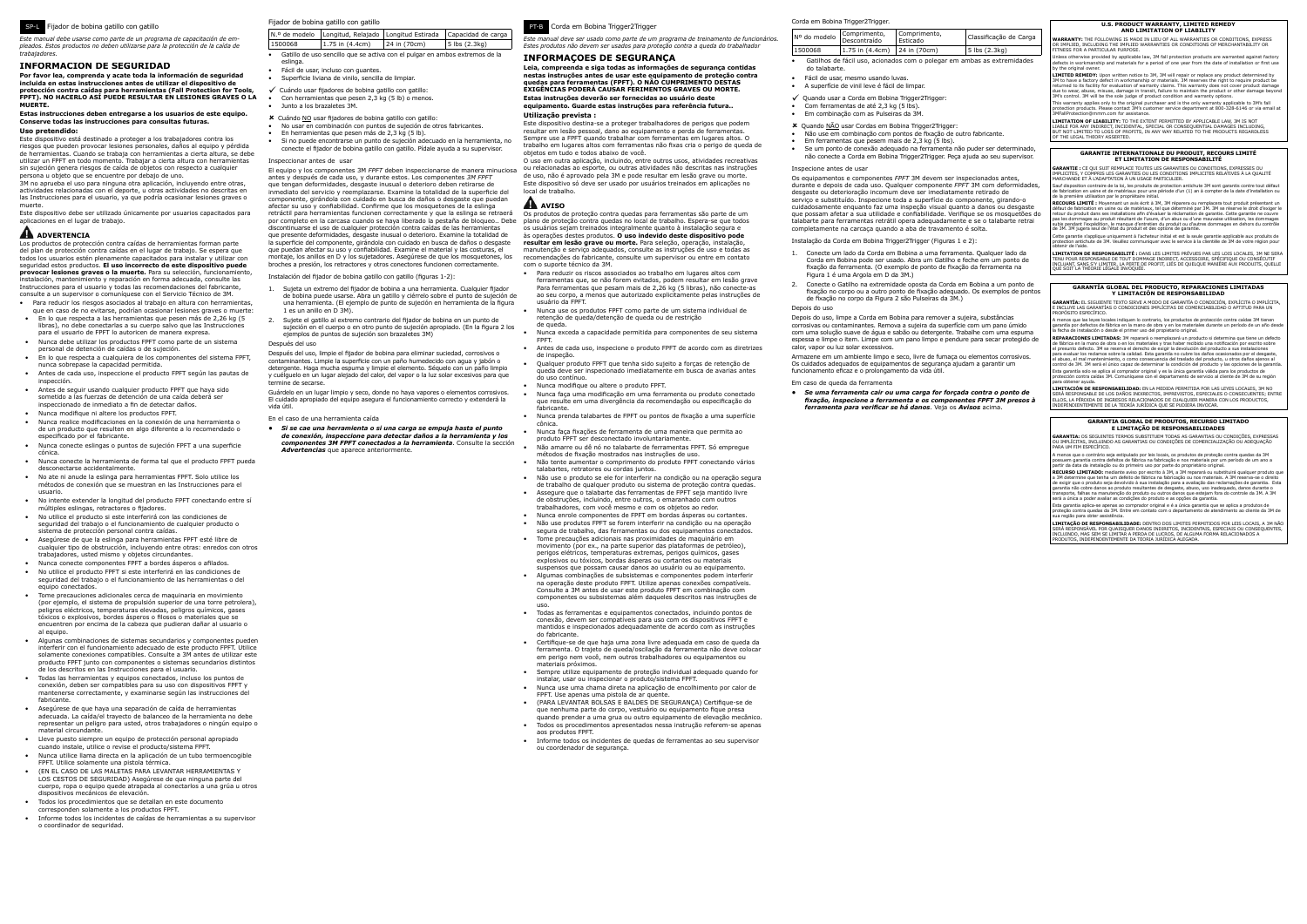SP-L Fijador de bobina gatillo con gatillo

*Este manual debe usarse como parte de un programa de capacitación de empleados. Estos productos no deben utilizarse para la protección de la caída de trabajadores.*

## INFORMACION DE SEGURIDAD

**Por favor lea, comprenda y acate toda la información de seguridad incluida en estas instrucciones antes de utilizar el dispositivo de protección contra caídas para herramientas (Fall Protection for Tools, FPFT). NO HACERLO ASÍ PUEDE RESULTAR EN LESIONES GRAVES O LA MUERTE.**

**Estas instrucciones deben entregarse a los usuarios de este equipo. Conserve todas las instrucciones para consultas futuras.**

### Uso pretendido:

Este dispositivo está destinado a proteger a los trabajadores contra los riesgos que pueden provocar lesiones personales, daños al equipo y pérdida de herramientas. Cuando se trabaja con herramientas a cierta altura, se debe utilizar un FPFT en todo momento. Trabajar a cierta altura con herramientas sin sujeción genera riesgos de caída de objetos con respecto a cualquier persona u objeto que se encuentre por debajo de uno.

3M no aprueba el uso para ninguna otra aplicación, incluyendo entre otras, actividades relacionadas con el deporte, u otras actividades no descritas en las Instrucciones para el usuario, ya que podría ocasionar lesiones graves o muerte.

Este dispositivo debe ser utilizado únicamente por usuarios capacitados para aplicaciones en el lugar de trabajo.

## ADVERTENCIA

Los productos de protección contra caídas de herramientas forman parte del plan de protección contra caídas en el lugar de trabajo. Se espera que todos los usuarios estén plenamente capacitados para instalar y utilizar con seguridad estos productos. **El uso incorrecto de este dispositivo puede provocar lesiones graves o la muerte.** Para su selección, funcionamiento, instalación, mantenimiento y reparación en forma adecuada, consulte las Instrucciones para el usuario y todas las recomendaciones del fabricante, consulte a un supervisor o comuníquese con el Servicio Técnico de 3M.

- Para reducir los riesgos asociados al trabajo en altura con herramientas, que en caso de no evitarse, podrían ocasionar lesiones graves o muerte:
- En lo que respecta a las herramientas que pesen más de 2,26 kg (5 libras), no debe conectarlas a su cuerpo salvo que las Instrucciones para el usuario de FPFT lo autoricen de manera expresa.
- Nunca debe utilizar los productos FPFT como parte de un sistema personal de detención de caídas o de sujeción.
- En lo que respecta a cualquiera de los componentes del sistema FPFT, nunca sobrepase la capacidad permitida.
- Antes de cada uso, inspeccione el producto FPFT según las pautas de inspección.
- Antes de seguir usando cualquier producto FPFT que haya sido sometido a las fuerzas de detención de una caída deberá ser inspeccionado de inmediato a fin de detectar daños.
- Nunca modifique ni altere los productos FPFT.
- Nunca realice modificaciones en la conexión de una herramienta o de un producto que resulten en algo diferente a lo recomendado o especificado por el fabricante.
- Nunca conecte eslingas o puntos de sujeción FPFT a una superficie cónica.
- Nunca conecte la herramienta de forma tal que el producto FPFT pueda desconectarse accidentalmente.
- No ate ni anude la eslinga para herramientas FPFT. Solo utilice los métodos de conexión que se muestran en las Instrucciones para el usuario.
- No intente extender la longitud del producto FPFT conectando entre sí múltiples eslingas, retractores o fijadores.
- No utilice el producto si este interferirá con las condiciones de seguridad del trabajo o el funcionamiento de cualquier producto o sistema de protección personal contra caídas.
- Asegúrese de que la eslinga para herramientas FPFT esté libre de cualquier tipo de obstrucción, incluyendo entre otras: enredos con otros trabajadores, usted mismo y objetos circundantes.
- Nunca conecte componentes FPFT a bordes ásperos o afilados.
- No utilice el producto FPFT si este interferirá en las condiciones de seguridad del trabajo o el funcionamiento de las herramientas o del equipo conectados.
- Tome precauciones adicionales cerca de maquinaria en movimiento (por ejemplo, el sistema de propulsión superior de una torre petrolera), peligros eléctricos, temperaturas elevadas, peligros químicos, gases tóxicos o explosivos, bordes ásperos o filosos o materiales que se encuentren por encima de la cabeza que pudieran dañar al usuario o al equipo.
- Algunas combinaciones de sistemas secundarios y componentes pueden interferir con el funcionamiento adecuado de este producto FPFT. Utilice solamente conexiones compatibles. Consulte a 3M antes de utilizar este producto FPFT junto con componentes o sistemas secundarios distintos de los descritos en las Instrucciones para el usuario.
- Todas las herramientas y equipos conectados, incluso los puntos de conexión, deben ser compatibles para su uso con dispositivos FPFT y mantenerse correctamente, y examinarse según las instrucciones del fabricante.
- Asegúrese de que haya una separación de caída de herramientas adecuada. La caída/el trayecto de balanceo de la herramienta no debe representar un peligro para usted, otros trabajadores o ningún equipo o material circundante.
- Lleve puesto siempre un equipo de protección personal apropiado cuando instale, utilice o revise el producto/sistema FPFT.
- Nunca utilice llama directa en la aplicación de un tubo termoencogible FPFT. Utilice solamente una pistola térmica.
- (EN EL CASO DE LAS MALETAS PARA LEVANTAR HERRAMIENTAS Y LOS CESTOS DE SEGURIDAD) Asegúrese de que ninguna parte del cuerpo, ropa o equipo quede atrapada al conectarlos a una grúa u otros dispositivos mecánicos de elevación.
- Todos los procedimientos que se detallen en este documento corresponden solamente a los productos FPFT.
- Informe todos los incidentes de caídas de herramientas a su supervisor o coordinador de seguridad.

Fijador de bobina gatillo con gatillo

| N.º de modelo | Longitud, Relajado | Longitud Estirada | Capacidad de carga |
|---|---|---|---|
| 1500068 | 1.75 in (4.4cm) | 24 in (70cm) | 5 lbs (2.3kg) |

- Gatillo de uso sencillo que se activa con el pulgar en ambos extremos de la eslinga.
- Fácil de usar, incluso con guantes.
- Superficie liviana de vinilo, sencilla de limpiar.

✓ Cuándo usar fijadores de bobina gatillo con gatillo:
- Con herramientas que pesen 2,3 kg (5 lb) o menos.
- Junto a los brazaletes 3M.

✗ Cuándo NO usar fijadores de bobina gatillo con gatillo:
- No usar en combinación con puntos de sujeción de otros fabricantes.
- En herramientas que pesen más de 2,3 kg (5 lb).
- Si no puede encontrarse un punto de sujeción adecuado en la herramienta, no conecte el fijador de bobina gatillo con gatillo. Pídale ayuda a su supervisor.

### Inspeccionar antes de usar

El equipo y los componentes 3M *FPFT* deben inspeccionarse de manera minuciosa antes y después de cada uso, y durante estos. Los componentes *3M FPFT* que tengan deformidades, desgaste inusual o deterioro deben retirarse de inmediato del servicio y reemplazarse. Examine la totalidad de la superficie del componente, girándola con cuidado en busca de daños o desgaste que puedan afectar su uso y confiabilidad. Confirme que los mosquetones de la eslinga retráctil para herramientas funcionen correctamente y que la eslinga se retraerá por completo en la carcasa cuando se haya liberado la pestaña de bloqueo.. Debe discontinuarse el uso de cualquier protección contra caídas de las herramientas que presente deformidades, desgaste inusual o deterioro. Examine la totalidad de la superficie del componente, girándola con cuidado en busca de daños o desgaste que puedan afectar su uso y confiabilidad. Examine el material y las costuras, el montaje, los anillos en D y los sujetadores. Asegúrese de que los mosquetones, los broches a presión, los retractores y otros conectores funcionen correctamente.

Instalación del fijador de bobina gatillo con gatillo (figuras 1-2):

1. Sujeta un extremo del fijador de bobina a una herramienta. Cualquier fijador de bobina puede usarse. Abra un gatillo y ciérrelo sobre el punto de sujeción de una herramienta. (El ejemplo de punto de sujeción en herramienta de la figura 1 es un anillo en D 3M).
2. Sujete el gatillo al extremo contrario del fijador de bobina en un punto de sujeción en el cuerpo o en otro punto de sujeción apropiado. (En la figura 2 los ejemplos de puntos de sujeción son brazaletes 3M)

### Después del uso

Después del uso, limpie el fijador de bobina para eliminar suciedad, corrosivos o contaminantes. Limpie la superficie con un paño humedecido con agua y jabón o detergente. Haga mucha espuma y limpie el elemento. Séquelo con un paño limpio y cuélguelo en un lugar alejado del calor, del vapor o la luz solar excesivos para que termine de secarse.

Guárdelo en un lugar limpio y seco, donde no haya vapores o elementos corrosivos. El cuidado apropiado del equipo asegura el funcionamiento correcto y extenderá la vida útil.

En el caso de una herramienta caída

- ***Si se cae una herramienta o si una carga se empuja hasta el punto de conexión, inspeccione para detectar daños a la herramienta y los componentes 3M FPFT conectados a la herramienta***. Consulte la sección ***Advertencias*** que aparece anteriormente.

PT-B Corda em Bobina Trigger2Trigger

*Este manual deve ser usado como parte de um programa de treinamento de funcionários. Estes produtos não devem ser usados para proteção contra a queda do trabalhador*

## INFORMAÇOES DE SEGURANÇA

**Leia, compreenda e siga todas as informações de segurança contidas nestas instruções antes de usar este equipamento de proteção contra quedas para ferramentas (FPFT). O NÃO CUMPRIMENTO DESTAS EXIGÊNCIAS PODERÁ CAUSAR FERIMENTOS GRAVES OU MORTE.**

**Estas instruções deverão ser fornecidas ao usuário deste equipamento. Guarde estas instruções para referência futura..**

### Utilização prevista :

Este dispositivo destina-se a proteger trabalhadores de perigos que podem resultar em lesão pessoal, dano ao equipamento e perda de ferramentas. Sempre use a FPFT quando trabalhar com ferramentas em lugares altos. O trabalho em lugares altos com ferramentas não fixas cria o perigo da queda de objetos em tudo e todos abaixo de você.

O uso em outra aplicação, incluindo, entre outros usos, atividades recreativas ou relacionadas ao esporte, ou outras atividades não descritas nas instruções de uso, não é aprovado pela 3M e pode resultar em lesão grave ou morte. Este dispositivo só deve ser usado por usuários treinados em aplicações no local de trabalho.

## AVISO

Os produtos de proteção contra quedas para ferramentas são parte de um plano de proteção contra quedas no local de trabalho. Espera-se que todos os usuários sejam treinados integralmente quanto à instalação segura e às operações destes produtos. **O uso indevido deste dispositivo pode resultar em lesão grave ou morte.** Para seleção, operação, instalação, manutenção e serviço adequados, consulte as instruções de uso e todas as recomendações do fabricante, consulte um supervisor ou entre em contato com o suporte técnico da 3M.

- Para reduzir os riscos associados ao trabalho em lugares altos com ferramentas que, se não forem evitados, podem resultar em lesão grave Para ferramentas que pesam mais de 2,26 kg (5 libras), não conecte-as ao seu corpo, a menos que autorizado explicitamente pelas instruções de usuário da FPFT.
- Nunca use os produtos FPFT como parte de um sistema individual de retenção de queda/detenção de queda ou de restrição de queda.
- Nunca exceda a capacidade permitida para componentes de seu sistema FPFT.
- Antes de cada uso, inspecione o produto FPFT de acordo com as diretrizes de inspeção.
- Qualquer produto FPFT que tenha sido sujeito a forças de retenção de queda deve ser inspecionado imediatamente em busca de avarias antes do uso contínuo.
- Nunca modifique ou altere o produto FPFT.
- Nunca faça uma modificação em uma ferramenta ou produto conectado que resulte em uma divergência da recomendação ou especificação do fabricante.
- Nunca prenda talabartes de FPFT ou pontos de fixação a uma superfície cônica.
- Nunca faça fixações de ferramenta de uma maneira que permita ao produto FPFT ser desconectado involuntariamente.
- Não amarre ou dê nó no talabarte de ferramentas FPFT. Só empregue métodos de fixação mostrados nas instruções de uso.
- Não tente aumentar o comprimento do produto FPFT conectando vários talabartes, retratores ou cordas juntos.
- Não use o produto se ele for interferir na condição ou na operação segura de trabalho de qualquer produto ou sistema de proteção contra quedas.
- Assegure que o talabarte das ferramentas de FPFT seja mantido livre de obstruções, incluindo, entre outros, o emaranhado com outros trabalhadores, com você mesmo e com os objetos ao redor.
- Nunca enrole componentes de FPFT em bordas ásperas ou cortantes.
- Não use produtos FPFT se forem interferir na condição ou na operação segura de trabalho, das ferramentas ou dos equipamentos conectados.
- Tome precauções adicionais nas proximidades de maquinário em movimento (por ex., na parte superior das plataformas de petróleo), perigos elétricos, temperaturas extremas, perigos químicos, gases explosivos ou tóxicos, bordas ásperas ou cortantes ou materiais suspensos que possam causar danos ao usuário ou ao equipamento.
- Algumas combinações de subsistemas e componentes podem interferir na operação deste produto FPFT. Utilize apenas conexões compatíveis. Consulte a 3M antes de usar este produto FPFT em combinação com componentes ou subsistemas além daqueles descritos nas instruções de uso.
- Todas as ferramentas e equipamentos conectados, incluindo pontos de conexão, devem ser compatíveis para uso com os dispositivos FPFT e mantidos e inspecionados adequadamente de acordo com as instruções do fabricante.
- Certifique-se de que haja uma zona livre adequada em caso de queda da ferramenta. O trajeto de queda/oscilação da ferramenta não deve colocar em perigo nem você, nem outros trabalhadores ou equipamentos ou materiais próximos.
- Sempre utilize equipamento de proteção individual adequado quando for instalar, usar ou inspecionar o produto/sistema FPFT.
- Nunca use uma chama direta na aplicação de encolhimento por calor de FPFT. Use apenas uma pistola de ar quente.
- (PARA LEVANTAR BOLSAS E BALDES DE SEGURANÇA) Certifique-se de que nenhuma parte do corpo, vestuário ou equipamento fique presa quando prender a uma grua ou outro equipamento de elevação mecânico.
- Todos os procedimentos apresentados nessa instrução referem-se apenas aos produtos FPFT.
- Informe todos os incidentes de quedas de ferramentas ao seu supervisor ou coordenador de segurança.

Corda em Bobina Trigger2Trigger.

| Nº do modelo | Comprimento, Descontraído | Comprimento, Esticado | Classificação de Carga |
|---|---|---|---|
| 1500068 | 1.75 in (4.4cm) | 24 in (70cm) | 5 lbs (2.3kg) |

- Gatilhos de fácil uso, acionados com o polegar em ambas as extremidades do talabarte.
- Fácil de usar, mesmo usando luvas.
- A superfície de vinil leve é fácil de limpar.

✓ Quando usar a Corda em Bobina Trigger2Trigger:
- Com ferramentas de até 2,3 kg (5 lbs).
- Em combinação com as Pulseiras da 3M.

✗ Quando NÃO usar Cordas em Bobina Trigger2Trigger:
- Não use em combinação com pontos de fixação de outro fabricante.
- Em ferramentas que pesem mais de 2,3 kg (5 lbs).
- Se um ponto de conexão adequado na ferramenta não puder ser determinado, não conecte a Corda em Bobina Trigger2Trigger. Peça ajuda ao seu supervisor.

### Inspecione antes de usar

Os equipamentos e componentes *FPFT* 3M devem ser inspecionados antes, durante e depois de cada uso. Qualquer componente *FPFT* 3M com deformidades, desgaste ou deterioração incomum deve ser imediatamente retirado de serviço e substituído. Inspecione toda a superfície do componente, girando-o cuidadosamente enquanto faz uma inspeção visual quanto a danos ou desgaste que possam afetar a sua utilidade e confiabilidade. Verifique se os mosquetões do talabarte para ferramentas retrátil opera adequadamente e se o talabarte retrai completamente na carcaça quando a aba de travamento é solta.

Instalação da Corda em Bobina Trigger2Trigger (Figuras 1 e 2):

1. Conecte um lado da Corda em Bobina a uma ferramenta. Qualquer lado da Corda em Bobina pode ser usado. Abra um Gatilho e feche em um ponto de fixação da ferramenta. (O exemplo de ponto de fixação da ferramenta na Figura 1 é uma Argola em D da 3M.)
2. Conecte o Gatilho na extremidade oposta da Corda em Bobina a um ponto de fixação no corpo ou a outro ponto de fixação adequado. Os exemplos de pontos de fixação no corpo da Figura 2 são Pulseiras da 3M.)

### Depois do uso

Depois do uso, limpe a Corda em Bobina para remover a sujeira, substâncias corrosivas ou contaminantes. Remova a sujeira da superfície com um pano úmido com uma solução suave de água e sabão ou detergente. Trabalhe com uma espuma espessa e limpe o item. Limpe com um pano limpo e pendure para secar protegido de calor, vapor ou luz solar excessivos.

Armazene em um ambiente limpo e seco, livre de fumaça ou elementos corrosivos. Os cuidados adequados de equipamentos de segurança ajudam a garantir um funcionamento eficaz e o prolongamento da vida útil.

Em caso de queda da ferramenta

- ***Se uma ferramenta cair ou uma carga for forçada contra o ponto de fixação, inspecione a ferramenta e os componentes FPFT 3M presos à ferramenta para verificar se há danos***. Veja os ***Avisos*** acima.

### U.S. PRODUCT WARRANTY, LIMITED REMEDY AND LIMITATION OF LIABILITY

**WARRANTY:** THE FOLLOWING IS MADE IN LIEU OF ALL WARRANTIES OR CONDITIONS, EXPRESS OR IMPLIED, INCLUDING THE IMPLIED WARRANTIES OR CONDITIONS OF MERCHANTABILITY OR FITNESS FOR A PARTICULAR PURPOSE.

Unless otherwise provided by applicable law, 3M fall protection products are warranted against factory defects in workmanship and materials for a period of one year from the date of installation or first use by the original owner.

**LIMITED REMEDY:** Upon written notice to 3M, 3M will repair or replace any product determined by 3M to have a factory defect in workmanship or materials. 3M reserves the right to require product be returned to its facility for evaluation of warranty claims. This warranty does not cover product damage due to wear, abuse, misuse, damage in transit, failure to maintain the product or other damage beyond 3M's control. 3M will be the sole judge of product condition and warranty options.

This warranty applies only to the original purchaser and is the only warranty applicable to 3M's fall protection products. Please contact 3M's customer service department at 800-328-6146 or via email at 3MFallProtection@mmm.com for assistance.

**LIMITATION OF LIABILITY:** TO THE EXTENT PERMITTED BY APPLICABLE LAW, 3M IS NOT LIABLE FOR ANY INDIRECT, INCIDENTAL, SPECIAL OR CONSEQUENTIAL DAMAGES INCLUDING, BUT NOT LIMITED TO LOSS OF PROFITS, IN ANY WAY RELATED TO THE PRODUCTS REGARDLESS OF THE LEGAL THEORY ASSERTED.

### GARANTIE INTERNATIONALE DU PRODUIT, RECOURS LIMITÉ ET LIMITATION DE RESPONSABILITÉ

**GARANTIE :** CE QUI SUIT REMPLACE TOUTES LES GARANTIES OU CONDITIONS, EXPRESSES OU IMPLICITES, Y COMPRIS LES GARANTIES OU LES CONDITIONS IMPLICITES RELATIVES À LA QUALITÉ MARCHANDE ET À L'ADAPTATION À UN USAGE PARTICULIER.

Sauf disposition contraire de la loi, les produits de protection antichute 3M sont garantis contre tout défaut de fabrication en usine et de matériaux pour une période d'un (1) an à compter de la date d'installation ou de la première utilisation par le propriétaire initial.

**RECOURS LIMITÉ :** Moyennant un avis écrit à 3M, 3M réparera ou remplacera tout produit présentant un défaut de fabrication en usine ou de matériaux, tel que déterminé par 3M. 3M se réserve le droit d'exiger le retour du produit dans ses installations afin d'évaluer la réclamation de garantie. Cette garantie ne couvre pas les dommages au produit résultant de l'usure, d'un abus ou d'une mauvaise utilisation, les dommages subis pendant l'expédition, le manque d'entretien du produit ou d'autres dommages en dehors du contrôle de 3M. 3M jugera seul de l'état du produit et des options de garantie.

Cette garantie s'applique uniquement à l'acheteur initial et est la seule garantie applicable aux produits de protection antichute de 3M. Veuillez communiquer avec le service à la clientèle de 3M de votre région pour obtenir de l'aide.

**LIMITATION DE RESPONSABILITÉ :** DANS LES LIMITES PRÉVUES PAR LES LOIS LOCALES, 3M NE SERA TENU POUR RESPONSABLE DE TOUT DOMMAGE INDIRECT, ACCESSOIRE, SPÉCIFIQUE OU CONSÉCUTIF INCLUANT, SANS S'Y LIMITER, LA PERTE DE PROFIT, LIÉS DE QUELQUE MANIÈRE AUX PRODUITS, QUELLE QUE SOIT LA THÉORIE LÉGALE INVOQUÉE.

### GARANTÍA GLOBAL DEL PRODUCTO, REPARACIONES LIMITADAS Y LIMITACIÓN DE RESPONSABILIDAD

**GARANTÍA:** EL SIGUIENTE TEXTO SIRVE A MODO DE GARANTÍA O CONDICIÓN, EXPLÍCITA O IMPLÍCITA, E INCLUYE LAS GARANTÍAS O CONDICIONES IMPLÍCITAS DE COMERCIABILIDAD O APTITUD PARA UN PROPÓSITO ESPECÍFICO.

A menos que las leyes locales indiquen lo contrario, los productos de protección contra caídas 3M tienen garantía por defectos de fábrica en la mano de obra y en los materiales durante un periodo de un año desde la fecha de instalación o desde el primer uso del propietario original.

**REPARACIONES LIMITADAS:** 3M reparará o reemplazará un producto si determina que tiene un defecto de fábrica en la mano de obra o en los materiales y tras haber recibido una notificación por escrito sobre el presunto defecto. 3M se reserva el derecho de exigir la devolución del producto a sus instalaciones para evaluar los reclamos sobre la calidad. Esta garantía no cubre los daños ocasionados por el desgaste, el abuso, el mal mantenimiento, o como consecuencia del traslado del producto, u otros daños ajenos al control de 3M. 3M será el único capaz de determinar la condición del producto y las opciones de la garantía.

Esta garantía solo se aplica al comprador original y es la única garantía válida para los productos de protección contra caídas 3M. Comuníquese con el departamento de servicio al cliente de 3M de su región para obtener ayuda.

**LIMITACIÓN DE RESPONSABILIDAD:** EN LA MEDIDA PERMITIDA POR LAS LEYES LOCALES, 3M NO SERÁ RESPONSABLE DE LOS DAÑOS INDIRECTOS, IMPREVISTOS, ESPECIALES O CONSECUENTES; ENTRE ELLOS, LA PÉRDIDA DE INGRESOS RELACIONADOS DE CUALQUIER MANERA CON LOS PRODUCTOS, INDEPENDIENTEMENTE DE LA TEORÍA JURÍDICA QUE SE PUDIERA INVOCAR.

### GARANTIA GLOBAL DE PRODUTOS, RECURSO LIMITADO E LIMITAÇÃO DE RESPONSABILIDADES

**GARANTIA:** OS SEGUINTES TERMOS SUBSTITUEM TODAS AS GARANTIAS OU CONDIÇÕES, EXPRESSAS OU IMPLÍCITAS, INCLUINDO AS GARANTIAS OU CONDIÇÕES DE COMERCIALIZAÇÃO OU ADEQUAÇÃO PARA UM FIM ESPECÍFICO.

A menos que o contrário seja estipulado por leis locais, os produtos de proteção contra quedas da 3M possuem garantia contra defeitos de fábrica na fabricação e nos materiais por um período de um ano a partir da data de instalação ou do primeiro uso por parte do proprietário original.

**RECURSO LIMITADO:** mediante aviso por escrito à 3M, a 3M reparará ou substituirá qualquer produto que a 3M determine que tenha um defeito de fábrica na fabricação ou nos materiais. A 3M reserva-se o direito de exigir que o produto seja devolvido à sua instalação para a avaliação das reclamações de garantia. Esta garantia não cobre danos ao produto resultantes de desgaste, abuso, uso inadequado, danos durante o transporte, falhas na manutenção do produto ou outros danos que estejam fora do controle da 3M. A 3M será a única a poder avaliar as condições do produto e as opções de garantia.

Esta garantia aplica-se apenas ao comprador original e é a única garantia que se aplica a produtos de proteção contra quedas da 3M. Entre em contato com o departamento de atendimento ao cliente da 3M de sua região para obter assistência.

**LIMITAÇÃO DE RESPONSABILIDADE:** DENTRO DOS LIMITES PERMITIDOS POR LEIS LOCAIS, A 3M NÃO SERÁ RESPONSÁVEL POR QUAISQUER DANOS INDIRETOS, INCIDENTAIS, ESPECIAIS OU CONSEQUENTES, INCLUINDO, MAS SEM SE LIMITAR À PERDA DE LUCROS, DE ALGUMA FORMA RELACIONADOS A PRODUTOS, INDEPENDENTEMENTE DA TEORIA JURÍDICA ALEGADA.